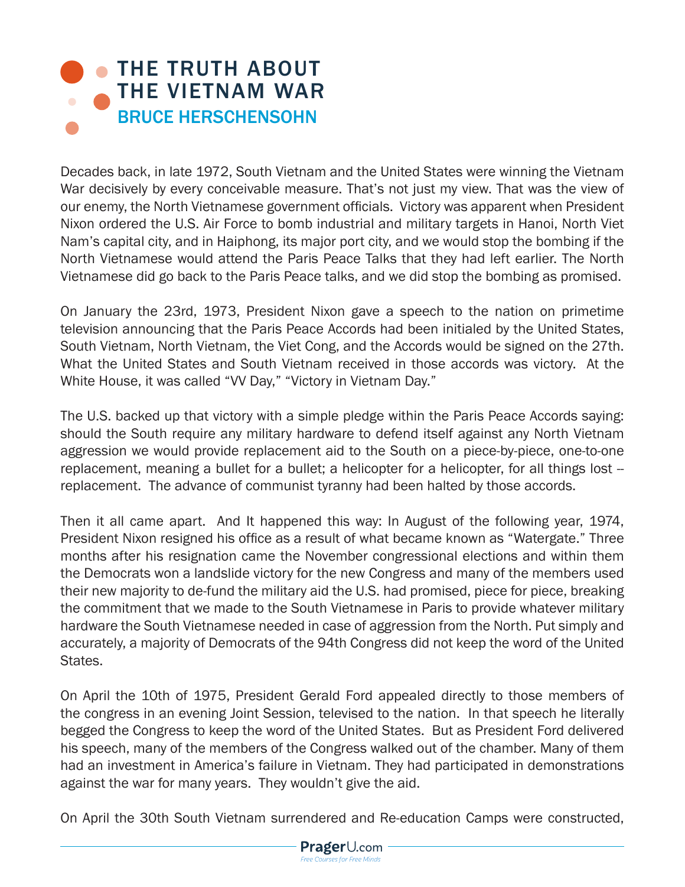# THE TRUTH ABOUT THE VIETNAM WAR

## BRUCE HERSCHENSOHN

Decades back, in late 1972, South Vietnam and the United States were winning the Vietnam War decisively by every conceivable measure. That's not just my view. That was the view of our enemy, the North Vietnamese government officials. Victory was apparent when President Nixon ordered the U.S. Air Force to bomb industrial and military targets in Hanoi, North Viet Nam's capital city, and in Haiphong, its major port city, and we would stop the bombing if the North Vietnamese would attend the Paris Peace Talks that they had left earlier. The North Vietnamese did go back to the Paris Peace talks, and we did stop the bombing as promised.

On January the 23rd, 1973, President Nixon gave a speech to the nation on primetime television announcing that the Paris Peace Accords had been initialed by the United States, South Vietnam, North Vietnam, the Viet Cong, and the Accords would be signed on the 27th. What the United States and South Vietnam received in those accords was victory. At the White House, it was called "VV Day," "Victory in Vietnam Day."

The U.S. backed up that victory with a simple pledge within the Paris Peace Accords saying: should the South require any military hardware to defend itself against any North Vietnam aggression we would provide replacement aid to the South on a piece-by-piece, one-to-one replacement, meaning a bullet for a bullet; a helicopter for a helicopter, for all things lost -- replacement. The advance of communist tyranny had been halted by those accords.

Then it all came apart. And It happened this way: In August of the following year, 1974, President Nixon resigned his office as a result of what became known as "Watergate." Three months after his resignation came the November congressional elections and within them the Democrats won a landslide victory for the new Congress and many of the members used their new majority to de-fund the military aid the U.S. had promised, piece for piece, breaking the commitment that we made to the South Vietnamese in Paris to provide whatever military hardware the South Vietnamese needed in case of aggression from the North. Put simply and accurately, a majority of Democrats of the 94th Congress did not keep the word of the United States.

On April the 10th of 1975, President Gerald Ford appealed directly to those members of the congress in an evening Joint Session, televised to the nation. In that speech he literally begged the Congress to keep the word of the United States. But as President Ford delivered his speech, many of the members of the Congress walked out of the chamber. Many of them had an investment in America's failure in Vietnam. They had participated in demonstrations against the war for many years. They wouldn't give the aid.

On April the 30th South Vietnam surrendered and Re-education Camps were constructed,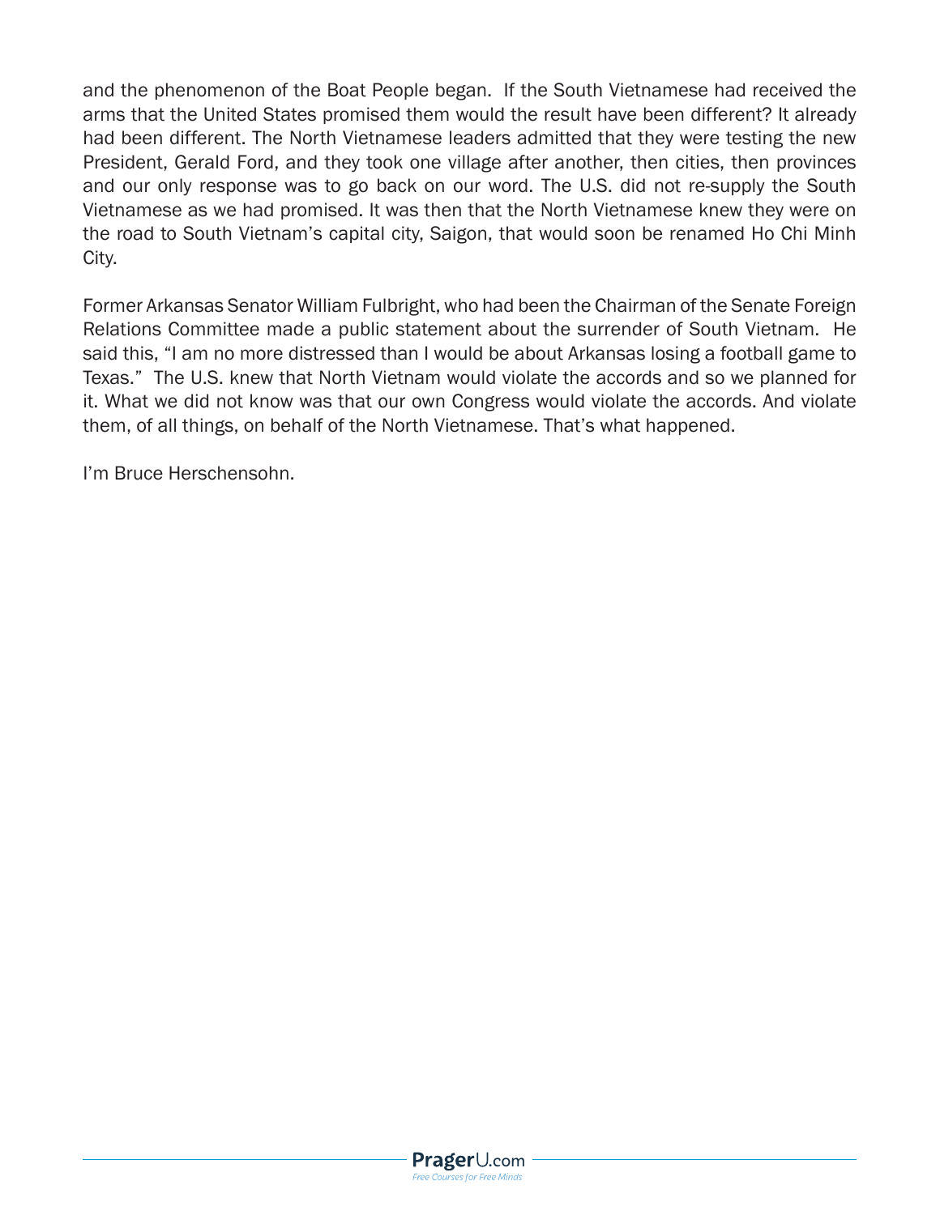and the phenomenon of the Boat People began. If the South Vietnamese had received the arms that the United States promised them would the result have been different? It already had been different. The North Vietnamese leaders admitted that they were testing the new President, Gerald Ford, and they took one village after another, then cities, then provinces and our only response was to go back on our word. The U.S. did not re-supply the South Vietnamese as we had promised. It was then that the North Vietnamese knew they were on the road to South Vietnam's capital city, Saigon, that would soon be renamed Ho Chi Minh City.

Former Arkansas Senator William Fulbright, who had been the Chairman of the Senate Foreign Relations Committee made a public statement about the surrender of South Vietnam. He said this, "I am no more distressed than I would be about Arkansas losing a football game to Texas." The U.S. knew that North Vietnam would violate the accords and so we planned for it. What we did not know was that our own Congress would violate the accords. And violate them, of all things, on behalf of the North Vietnamese. That's what happened.

I'm Bruce Herschensohn.